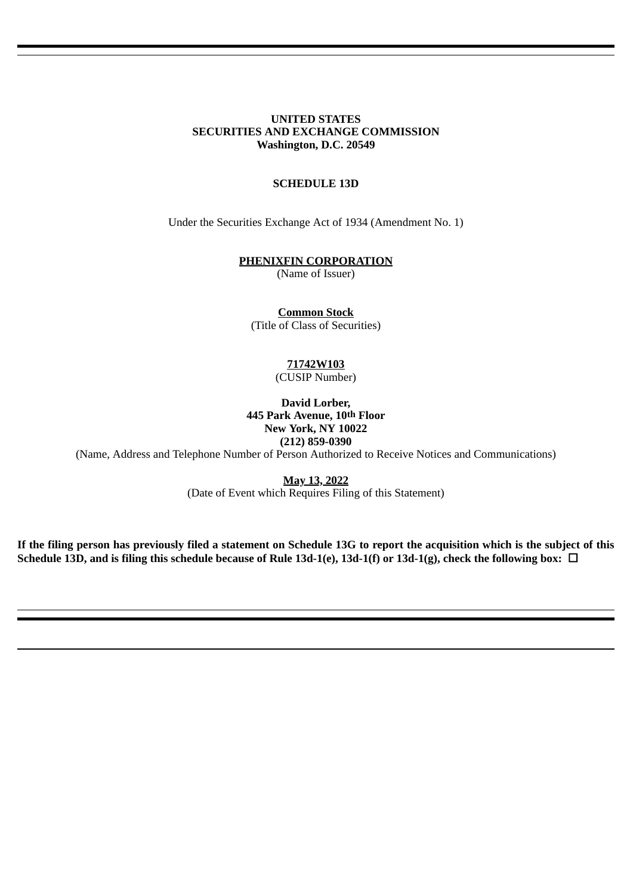**UNITED STATES**
**SECURITIES AND EXCHANGE COMMISSION**
**Washington, D.C. 20549**

**SCHEDULE 13D**

Under the Securities Exchange Act of 1934 (Amendment No. 1)

**PHENIXFIN CORPORATION**
(Name of Issuer)

**Common Stock**
(Title of Class of Securities)

**71742W103**
(CUSIP Number)

**David Lorber,**
**445 Park Avenue, 10th Floor**
**New York, NY 10022**
**(212) 859-0390**
(Name, Address and Telephone Number of Person Authorized to Receive Notices and Communications)

**May 13, 2022**
(Date of Event which Requires Filing of this Statement)

**If the filing person has previously filed a statement on Schedule 13G to report the acquisition which is the subject of this Schedule 13D, and is filing this schedule because of Rule 13d-1(e), 13d-1(f) or 13d-1(g), check the following box: ☐**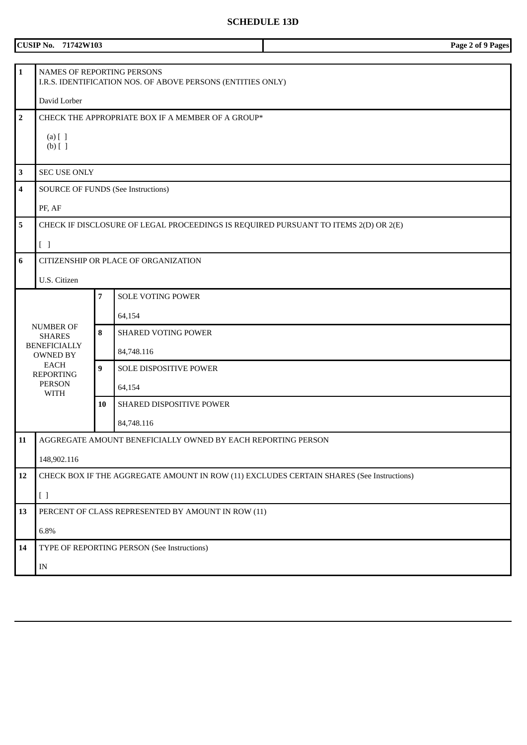# SCHEDULE 13D

| CUSIP No. 71742W103 | |
|---|---|

| | | | |
|---|---|---|---|
| **1** | NAMES OF REPORTING PERSONS<br>I.R.S. IDENTIFICATION NOS. OF ABOVE PERSONS (ENTITIES ONLY)<br><br>David Lorber | | |
| **2** | CHECK THE APPROPRIATE BOX IF A MEMBER OF A GROUP*<br><br>(a) [ ]<br>(b) [ ] | | |
| **3** | SEC USE ONLY | | |
| **4** | SOURCE OF FUNDS (See Instructions)<br><br>PF, AF | | |
| **5** | CHECK IF DISCLOSURE OF LEGAL PROCEEDINGS IS REQUIRED PURSUANT TO ITEMS 2(D) OR 2(E)<br><br>[ ] | | |
| **6** | CITIZENSHIP OR PLACE OF ORGANIZATION<br><br>U.S. Citizen | | |
| NUMBER OF SHARES BENEFICIALLY OWNED BY EACH REPORTING PERSON WITH | | **7** | SOLE VOTING POWER<br><br>64,154 |
| | | **8** | SHARED VOTING POWER<br><br>84,748.116 |
| | | **9** | SOLE DISPOSITIVE POWER<br><br>64,154 |
| | | **10** | SHARED DISPOSITIVE POWER<br><br>84,748.116 |
| **11** | AGGREGATE AMOUNT BENEFICIALLY OWNED BY EACH REPORTING PERSON<br><br>148,902.116 | | |
| **12** | CHECK BOX IF THE AGGREGATE AMOUNT IN ROW (11) EXCLUDES CERTAIN SHARES (See Instructions)<br><br>[ ] | | |
| **13** | PERCENT OF CLASS REPRESENTED BY AMOUNT IN ROW (11)<br><br>6.8% | | |
| **14** | TYPE OF REPORTING PERSON (See Instructions)<br><br>IN | | |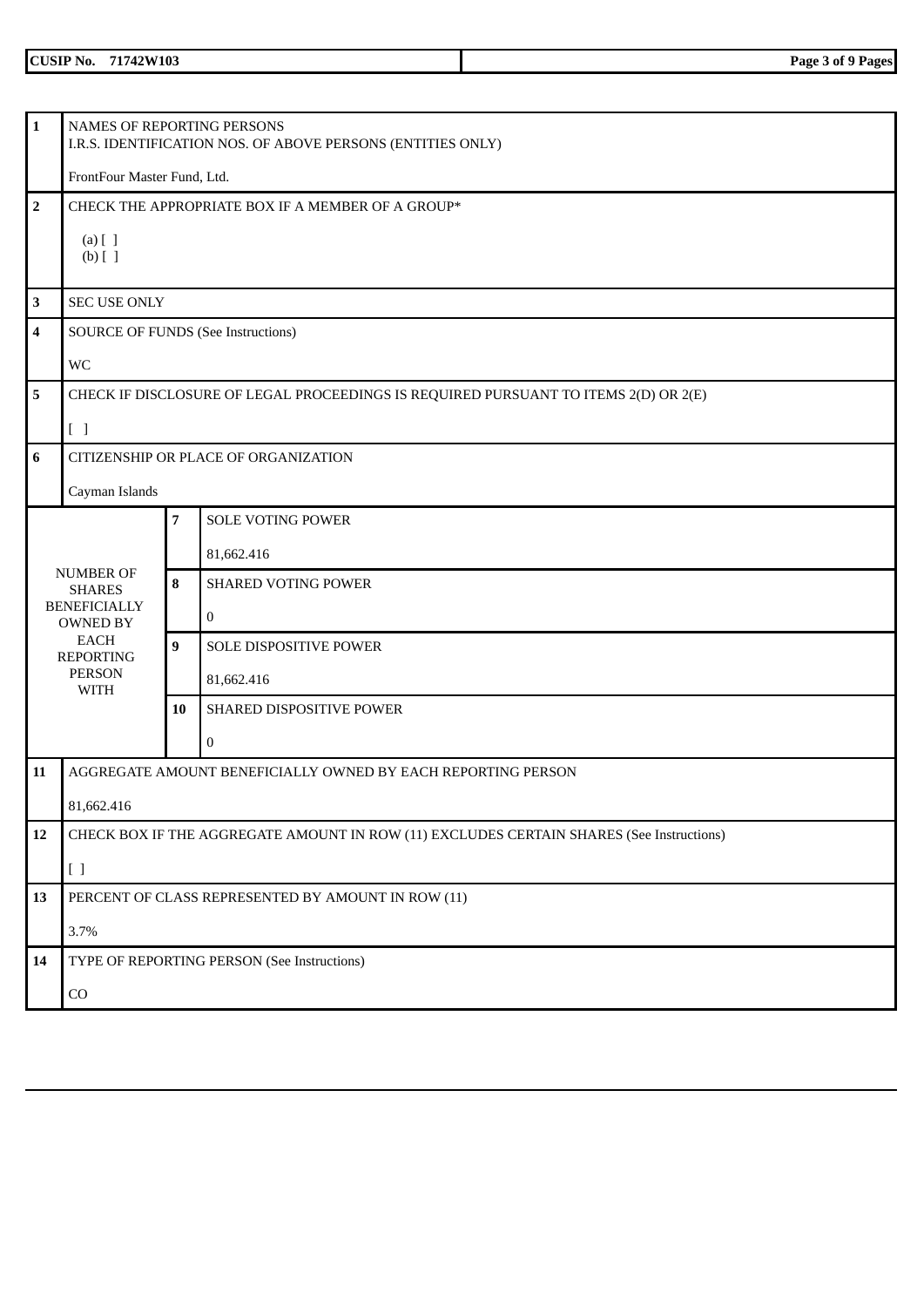CUSIP No. 71742W103

| | | | |
|---|---|---|---|
| **1** | NAMES OF REPORTING PERSONS<br>I.R.S. IDENTIFICATION NOS. OF ABOVE PERSONS (ENTITIES ONLY)<br><br>FrontFour Master Fund, Ltd. | | |
| **2** | CHECK THE APPROPRIATE BOX IF A MEMBER OF A GROUP*<br><br>(a) [ ]<br>(b) [ ] | | |
| **3** | SEC USE ONLY | | |
| **4** | SOURCE OF FUNDS (See Instructions)<br><br>WC | | |
| **5** | CHECK IF DISCLOSURE OF LEGAL PROCEEDINGS IS REQUIRED PURSUANT TO ITEMS 2(D) OR 2(E)<br><br>[ ] | | |
| **6** | CITIZENSHIP OR PLACE OF ORGANIZATION<br><br>Cayman Islands | | |
| NUMBER OF SHARES BENEFICIALLY OWNED BY EACH REPORTING PERSON WITH | | **7** | SOLE VOTING POWER<br><br>81,662.416 |
| | | **8** | SHARED VOTING POWER<br><br>0 |
| | | **9** | SOLE DISPOSITIVE POWER<br><br>81,662.416 |
| | | **10** | SHARED DISPOSITIVE POWER<br><br>0 |
| **11** | AGGREGATE AMOUNT BENEFICIALLY OWNED BY EACH REPORTING PERSON<br><br>81,662.416 | | |
| **12** | CHECK BOX IF THE AGGREGATE AMOUNT IN ROW (11) EXCLUDES CERTAIN SHARES (See Instructions)<br><br>[ ] | | |
| **13** | PERCENT OF CLASS REPRESENTED BY AMOUNT IN ROW (11)<br><br>3.7% | | |
| **14** | TYPE OF REPORTING PERSON (See Instructions)<br><br>CO | | |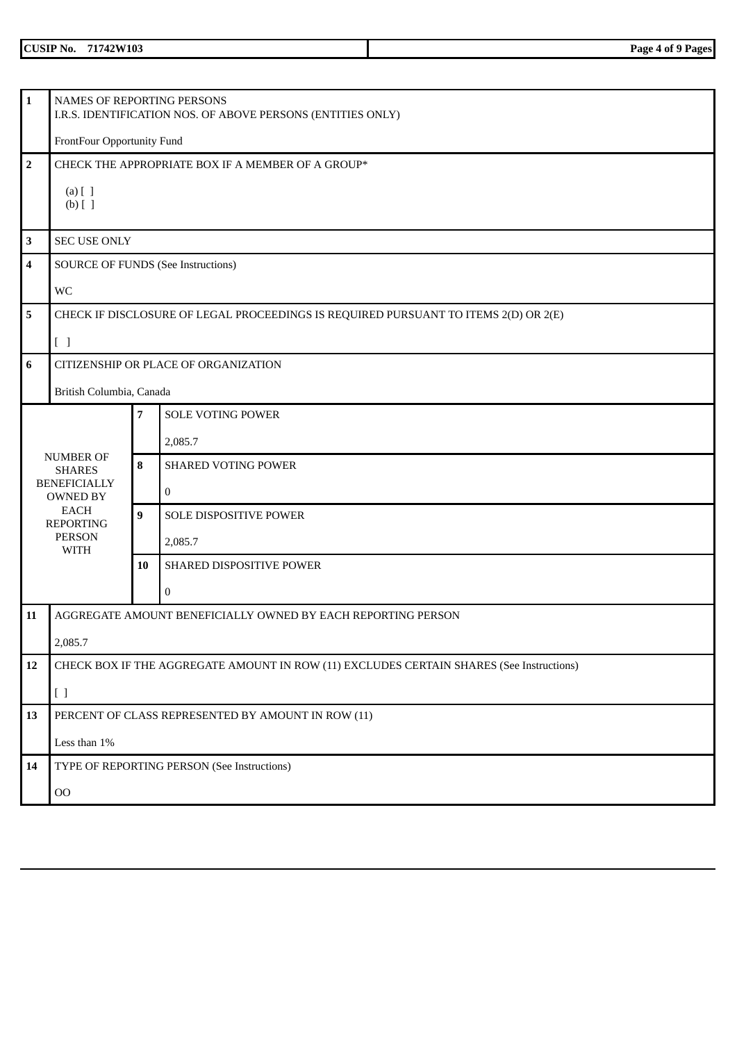| | | | |
|---|---|---|---|
| **1** | NAMES OF REPORTING PERSONS<br>I.R.S. IDENTIFICATION NOS. OF ABOVE PERSONS (ENTITIES ONLY)<br><br>FrontFour Opportunity Fund | | |
| **2** | CHECK THE APPROPRIATE BOX IF A MEMBER OF A GROUP*<br><br>(a) [ ]<br>(b) [ ] | | |
| **3** | SEC USE ONLY | | |
| **4** | SOURCE OF FUNDS (See Instructions)<br><br>WC | | |
| **5** | CHECK IF DISCLOSURE OF LEGAL PROCEEDINGS IS REQUIRED PURSUANT TO ITEMS 2(D) OR 2(E)<br><br>[ ] | | |
| **6** | CITIZENSHIP OR PLACE OF ORGANIZATION<br><br>British Columbia, Canada | | |
| NUMBER OF SHARES BENEFICIALLY OWNED BY EACH REPORTING PERSON WITH | | **7** | SOLE VOTING POWER<br><br>2,085.7 |
| | | **8** | SHARED VOTING POWER<br><br>0 |
| | | **9** | SOLE DISPOSITIVE POWER<br><br>2,085.7 |
| | | **10** | SHARED DISPOSITIVE POWER<br><br>0 |
| **11** | AGGREGATE AMOUNT BENEFICIALLY OWNED BY EACH REPORTING PERSON<br><br>2,085.7 | | |
| **12** | CHECK BOX IF THE AGGREGATE AMOUNT IN ROW (11) EXCLUDES CERTAIN SHARES (See Instructions)<br><br>[ ] | | |
| **13** | PERCENT OF CLASS REPRESENTED BY AMOUNT IN ROW (11)<br><br>Less than 1% | | |
| **14** | TYPE OF REPORTING PERSON (See Instructions)<br><br>OO | | |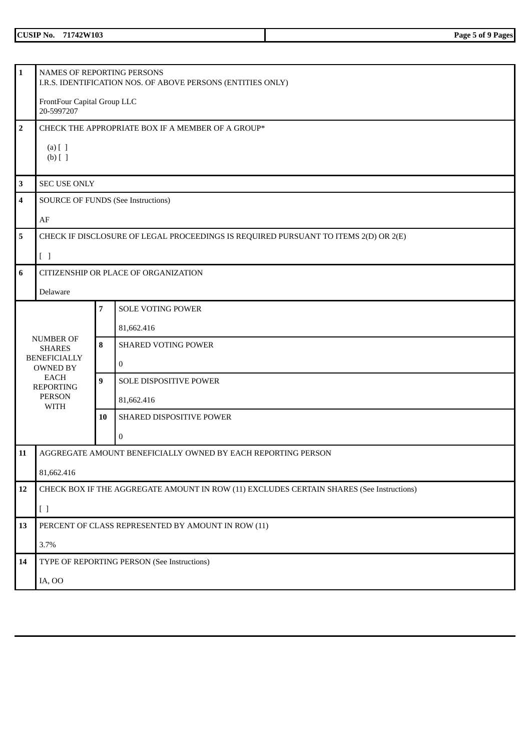| CUSIP No. 71742W103 | |
|---|---|

| | | | |
|---|---|---|---|
| 1 | NAMES OF REPORTING PERSONS<br>I.R.S. IDENTIFICATION NOS. OF ABOVE PERSONS (ENTITIES ONLY)<br><br>FrontFour Capital Group LLC<br>20-5997207 | | |
| 2 | CHECK THE APPROPRIATE BOX IF A MEMBER OF A GROUP*<br><br>(a) [ ]<br>(b) [ ] | | |
| 3 | SEC USE ONLY | | |
| 4 | SOURCE OF FUNDS (See Instructions)<br><br>AF | | |
| 5 | CHECK IF DISCLOSURE OF LEGAL PROCEEDINGS IS REQUIRED PURSUANT TO ITEMS 2(D) OR 2(E)<br><br>[ ] | | |
| 6 | CITIZENSHIP OR PLACE OF ORGANIZATION<br><br>Delaware | | |
| NUMBER OF SHARES BENEFICIALLY OWNED BY EACH REPORTING PERSON WITH | | 7 | SOLE VOTING POWER<br><br>81,662.416 |
| | | 8 | SHARED VOTING POWER<br><br>0 |
| | | 9 | SOLE DISPOSITIVE POWER<br><br>81,662.416 |
| | | 10 | SHARED DISPOSITIVE POWER<br><br>0 |
| 11 | AGGREGATE AMOUNT BENEFICIALLY OWNED BY EACH REPORTING PERSON<br><br>81,662.416 | | |
| 12 | CHECK BOX IF THE AGGREGATE AMOUNT IN ROW (11) EXCLUDES CERTAIN SHARES (See Instructions)<br><br>[ ] | | |
| 13 | PERCENT OF CLASS REPRESENTED BY AMOUNT IN ROW (11)<br><br>3.7% | | |
| 14 | TYPE OF REPORTING PERSON (See Instructions)<br><br>IA, OO | | |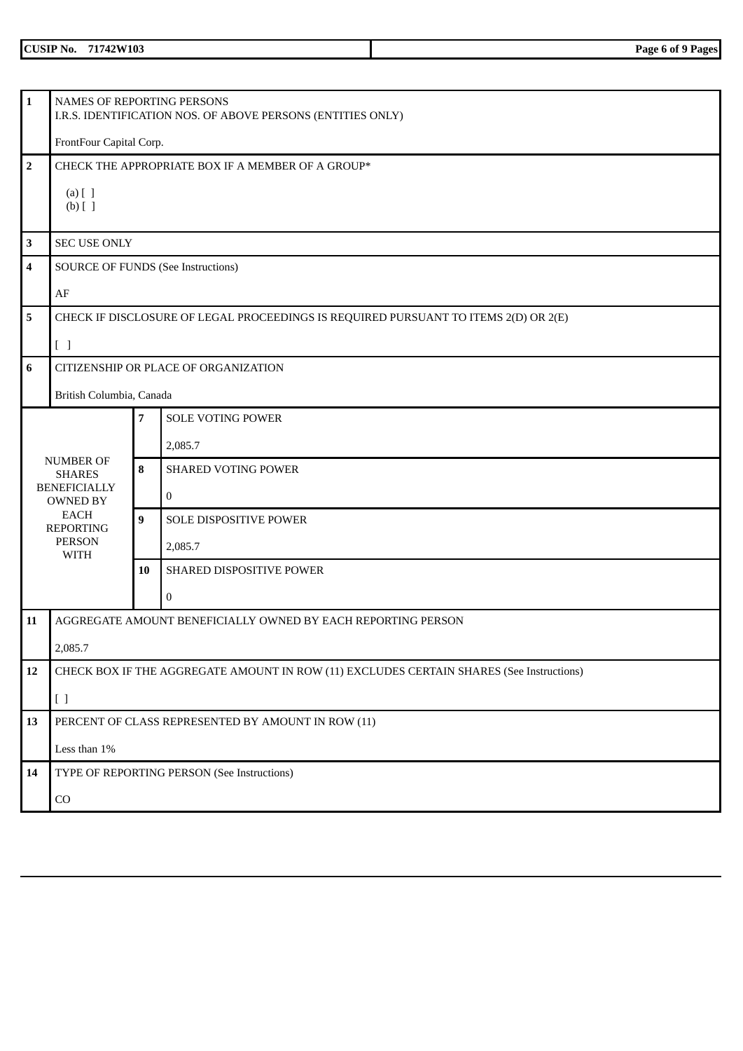| | | | |
|---|---|---|---|
| **1** | NAMES OF REPORTING PERSONS<br>I.R.S. IDENTIFICATION NOS. OF ABOVE PERSONS (ENTITIES ONLY)<br><br>FrontFour Capital Corp. | | |
| **2** | CHECK THE APPROPRIATE BOX IF A MEMBER OF A GROUP*<br><br>(a) [ ]<br>(b) [ ] | | |
| **3** | SEC USE ONLY | | |
| **4** | SOURCE OF FUNDS (See Instructions)<br><br>AF | | |
| **5** | CHECK IF DISCLOSURE OF LEGAL PROCEEDINGS IS REQUIRED PURSUANT TO ITEMS 2(D) OR 2(E)<br><br>[ ] | | |
| **6** | CITIZENSHIP OR PLACE OF ORGANIZATION<br><br>British Columbia, Canada | | |
| NUMBER OF SHARES BENEFICIALLY OWNED BY EACH REPORTING PERSON WITH | | **7** | SOLE VOTING POWER<br><br>2,085.7 |
| | | **8** | SHARED VOTING POWER<br><br>0 |
| | | **9** | SOLE DISPOSITIVE POWER<br><br>2,085.7 |
| | | **10** | SHARED DISPOSITIVE POWER<br><br>0 |
| **11** | AGGREGATE AMOUNT BENEFICIALLY OWNED BY EACH REPORTING PERSON<br><br>2,085.7 | | |
| **12** | CHECK BOX IF THE AGGREGATE AMOUNT IN ROW (11) EXCLUDES CERTAIN SHARES (See Instructions)<br><br>[ ] | | |
| **13** | PERCENT OF CLASS REPRESENTED BY AMOUNT IN ROW (11)<br><br>Less than 1% | | |
| **14** | TYPE OF REPORTING PERSON (See Instructions)<br><br>CO | | |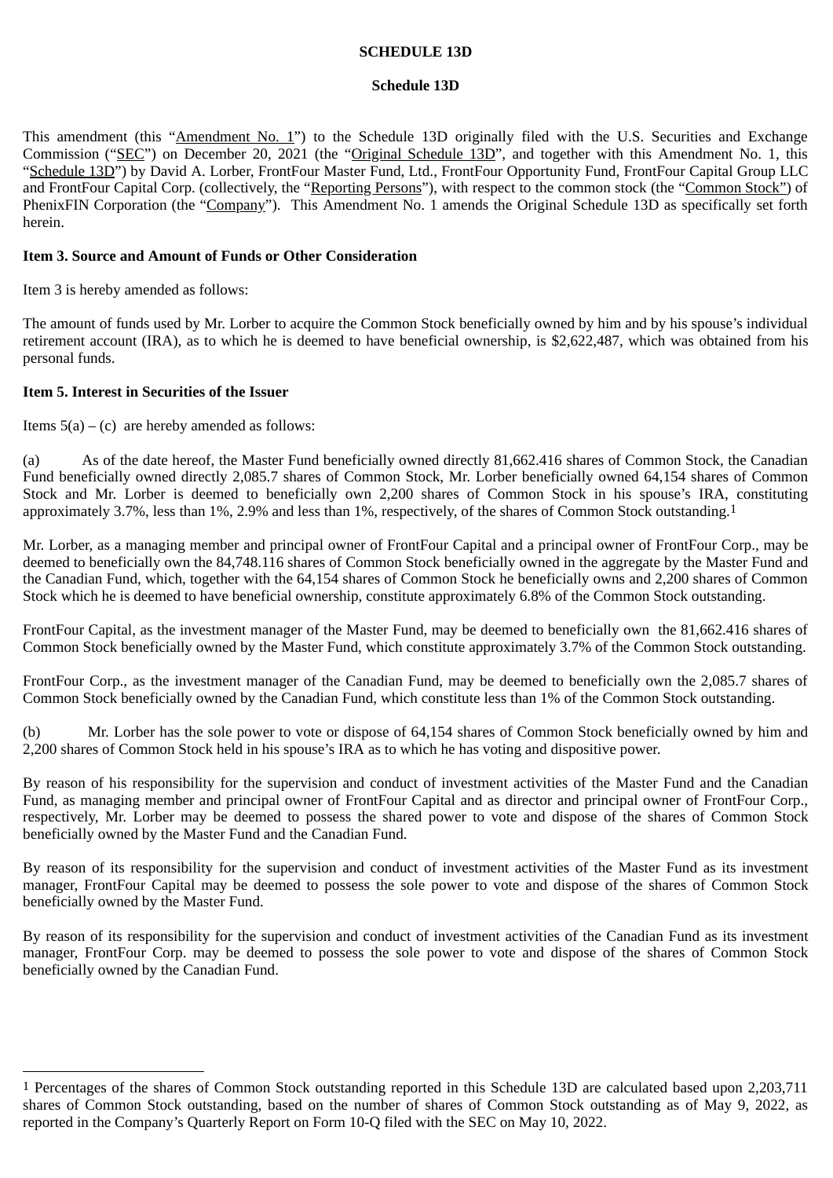**SCHEDULE 13D**

**Schedule 13D**

This amendment (this "Amendment No. 1") to the Schedule 13D originally filed with the U.S. Securities and Exchange Commission ("SEC") on December 20, 2021 (the "Original Schedule 13D", and together with this Amendment No. 1, this "Schedule 13D") by David A. Lorber, FrontFour Master Fund, Ltd., FrontFour Opportunity Fund, FrontFour Capital Group LLC and FrontFour Capital Corp. (collectively, the "Reporting Persons"), with respect to the common stock (the "Common Stock") of PhenixFIN Corporation (the "Company"). This Amendment No. 1 amends the Original Schedule 13D as specifically set forth herein.

**Item 3. Source and Amount of Funds or Other Consideration**

Item 3 is hereby amended as follows:

The amount of funds used by Mr. Lorber to acquire the Common Stock beneficially owned by him and by his spouse's individual retirement account (IRA), as to which he is deemed to have beneficial ownership, is $2,622,487, which was obtained from his personal funds.

**Item 5. Interest in Securities of the Issuer**

Items 5(a) – (c) are hereby amended as follows:

(a) As of the date hereof, the Master Fund beneficially owned directly 81,662.416 shares of Common Stock, the Canadian Fund beneficially owned directly 2,085.7 shares of Common Stock, Mr. Lorber beneficially owned 64,154 shares of Common Stock and Mr. Lorber is deemed to beneficially own 2,200 shares of Common Stock in his spouse's IRA, constituting approximately 3.7%, less than 1%, 2.9% and less than 1%, respectively, of the shares of Common Stock outstanding.[1]

Mr. Lorber, as a managing member and principal owner of FrontFour Capital and a principal owner of FrontFour Corp., may be deemed to beneficially own the 84,748.116 shares of Common Stock beneficially owned in the aggregate by the Master Fund and the Canadian Fund, which, together with the 64,154 shares of Common Stock he beneficially owns and 2,200 shares of Common Stock which he is deemed to have beneficial ownership, constitute approximately 6.8% of the Common Stock outstanding.

FrontFour Capital, as the investment manager of the Master Fund, may be deemed to beneficially own the 81,662.416 shares of Common Stock beneficially owned by the Master Fund, which constitute approximately 3.7% of the Common Stock outstanding.

FrontFour Corp., as the investment manager of the Canadian Fund, may be deemed to beneficially own the 2,085.7 shares of Common Stock beneficially owned by the Canadian Fund, which constitute less than 1% of the Common Stock outstanding.

(b) Mr. Lorber has the sole power to vote or dispose of 64,154 shares of Common Stock beneficially owned by him and 2,200 shares of Common Stock held in his spouse's IRA as to which he has voting and dispositive power.

By reason of his responsibility for the supervision and conduct of investment activities of the Master Fund and the Canadian Fund, as managing member and principal owner of FrontFour Capital and as director and principal owner of FrontFour Corp., respectively, Mr. Lorber may be deemed to possess the shared power to vote and dispose of the shares of Common Stock beneficially owned by the Master Fund and the Canadian Fund.

By reason of its responsibility for the supervision and conduct of investment activities of the Master Fund as its investment manager, FrontFour Capital may be deemed to possess the sole power to vote and dispose of the shares of Common Stock beneficially owned by the Master Fund.

By reason of its responsibility for the supervision and conduct of investment activities of the Canadian Fund as its investment manager, FrontFour Corp. may be deemed to possess the sole power to vote and dispose of the shares of Common Stock beneficially owned by the Canadian Fund.

---

[1] Percentages of the shares of Common Stock outstanding reported in this Schedule 13D are calculated based upon 2,203,711 shares of Common Stock outstanding, based on the number of shares of Common Stock outstanding as of May 9, 2022, as reported in the Company's Quarterly Report on Form 10-Q filed with the SEC on May 10, 2022.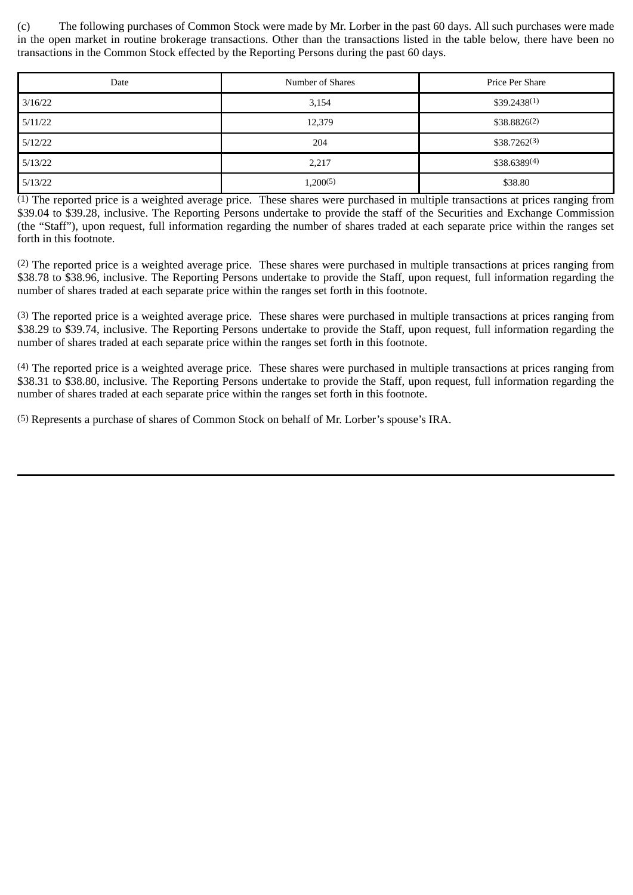(c) The following purchases of Common Stock were made by Mr. Lorber in the past 60 days. All such purchases were made in the open market in routine brokerage transactions. Other than the transactions listed in the table below, there have been no transactions in the Common Stock effected by the Reporting Persons during the past 60 days.

| Date | Number of Shares | Price Per Share |
| --- | --- | --- |
| 3/16/22 | 3,154 | $39.2438[(1)] |
| 5/11/22 | 12,379 | $38.8826[(2)] |
| 5/12/22 | 204 | $38.7262[(3)] |
| 5/13/22 | 2,217 | $38.6389[(4)] |
| 5/13/22 | 1,200[(5)] | $38.80 |

(1) The reported price is a weighted average price. These shares were purchased in multiple transactions at prices ranging from $39.04 to $39.28, inclusive. The Reporting Persons undertake to provide the staff of the Securities and Exchange Commission (the "Staff"), upon request, full information regarding the number of shares traded at each separate price within the ranges set forth in this footnote.

(2) The reported price is a weighted average price. These shares were purchased in multiple transactions at prices ranging from $38.78 to $38.96, inclusive. The Reporting Persons undertake to provide the Staff, upon request, full information regarding the number of shares traded at each separate price within the ranges set forth in this footnote.

(3) The reported price is a weighted average price. These shares were purchased in multiple transactions at prices ranging from $38.29 to $39.74, inclusive. The Reporting Persons undertake to provide the Staff, upon request, full information regarding the number of shares traded at each separate price within the ranges set forth in this footnote.

(4) The reported price is a weighted average price. These shares were purchased in multiple transactions at prices ranging from $38.31 to $38.80, inclusive. The Reporting Persons undertake to provide the Staff, upon request, full information regarding the number of shares traded at each separate price within the ranges set forth in this footnote.

(5) Represents a purchase of shares of Common Stock on behalf of Mr. Lorber's spouse's IRA.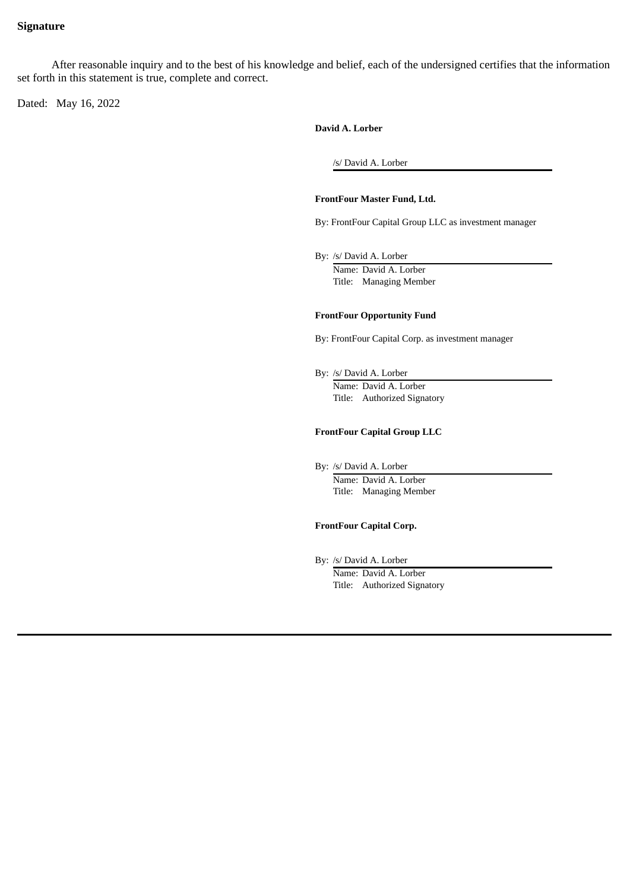**Signature**

After reasonable inquiry and to the best of his knowledge and belief, each of the undersigned certifies that the information set forth in this statement is true, complete and correct.

Dated: May 16, 2022

**David A. Lorber**

/s/ David A. Lorber

**FrontFour Master Fund, Ltd.**

By: FrontFour Capital Group LLC as investment manager

By: /s/ David A. Lorber
Name: David A. Lorber
Title: Managing Member

**FrontFour Opportunity Fund**

By: FrontFour Capital Corp. as investment manager

By: /s/ David A. Lorber
Name: David A. Lorber
Title: Authorized Signatory

**FrontFour Capital Group LLC**

By: /s/ David A. Lorber
Name: David A. Lorber
Title: Managing Member

**FrontFour Capital Corp.**

By: /s/ David A. Lorber
Name: David A. Lorber
Title: Authorized Signatory